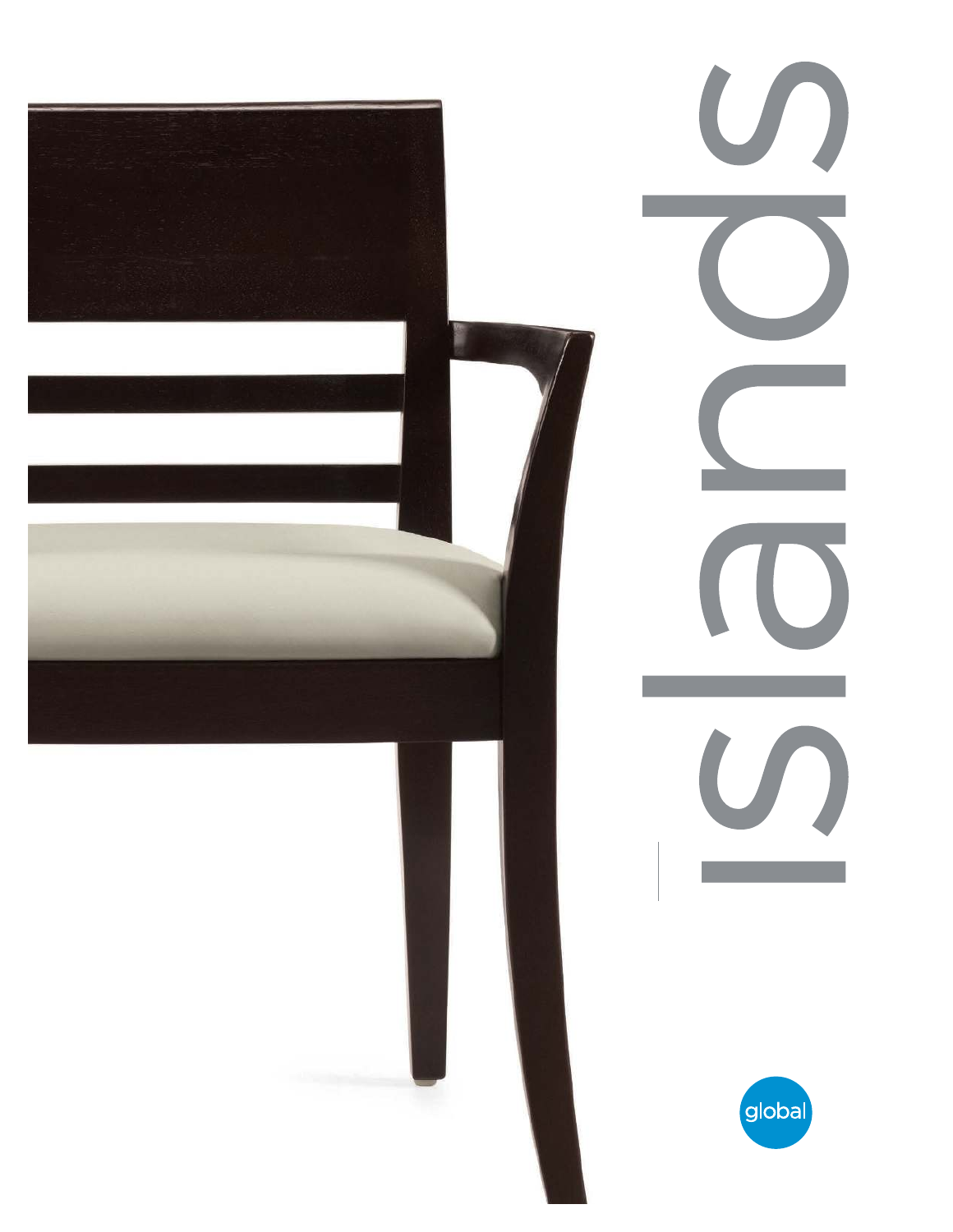# islands

global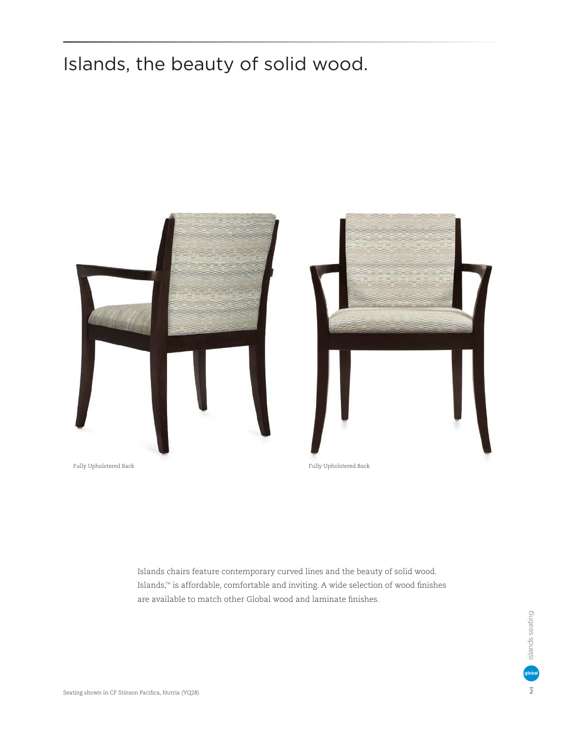# Islands, the beauty of solid wood.

Fully Upholstered Back

Fully Upholstered Back

Islands chairs feature contemporary curved lines and the beauty of solid wood. Islands,™ is affordable, comfortable and inviting. A wide selection of wood finishes are available to match other Global wood and laminate finishes.

Seating shown in CF Stinson Pacifica, Nutria (YQ28).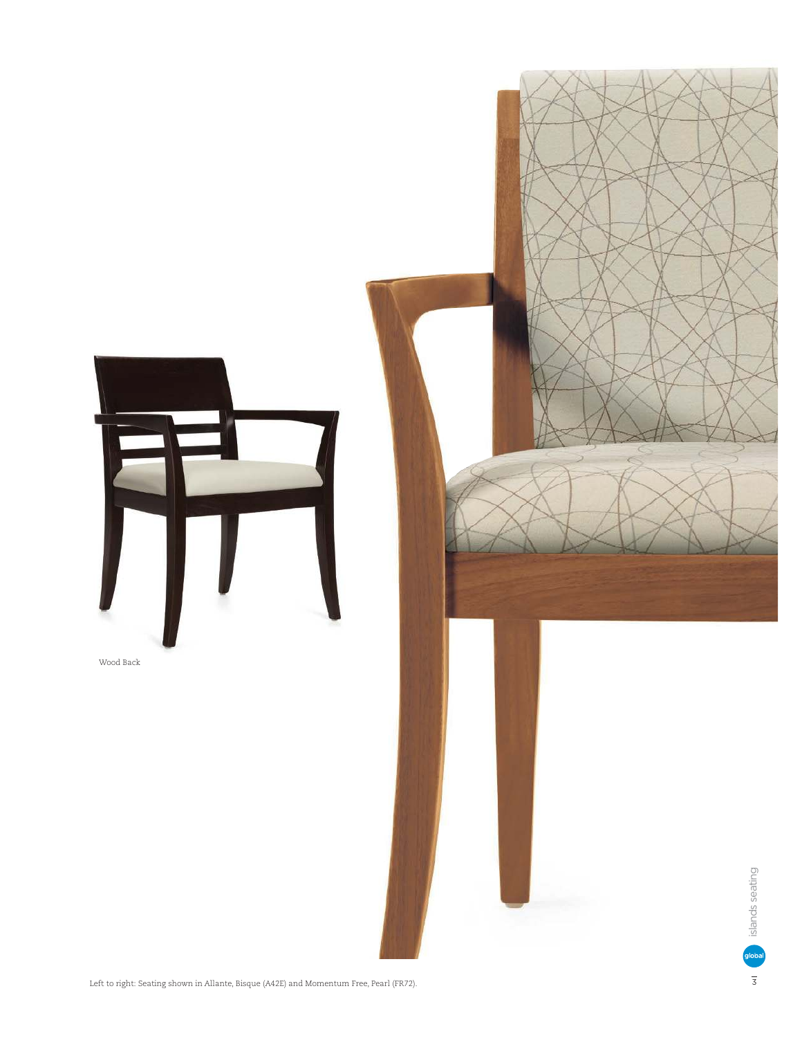Wood Back

Left to right: Seating shown in Allante, Bisque (A42E) and Momentum Free, Pearl (FR72).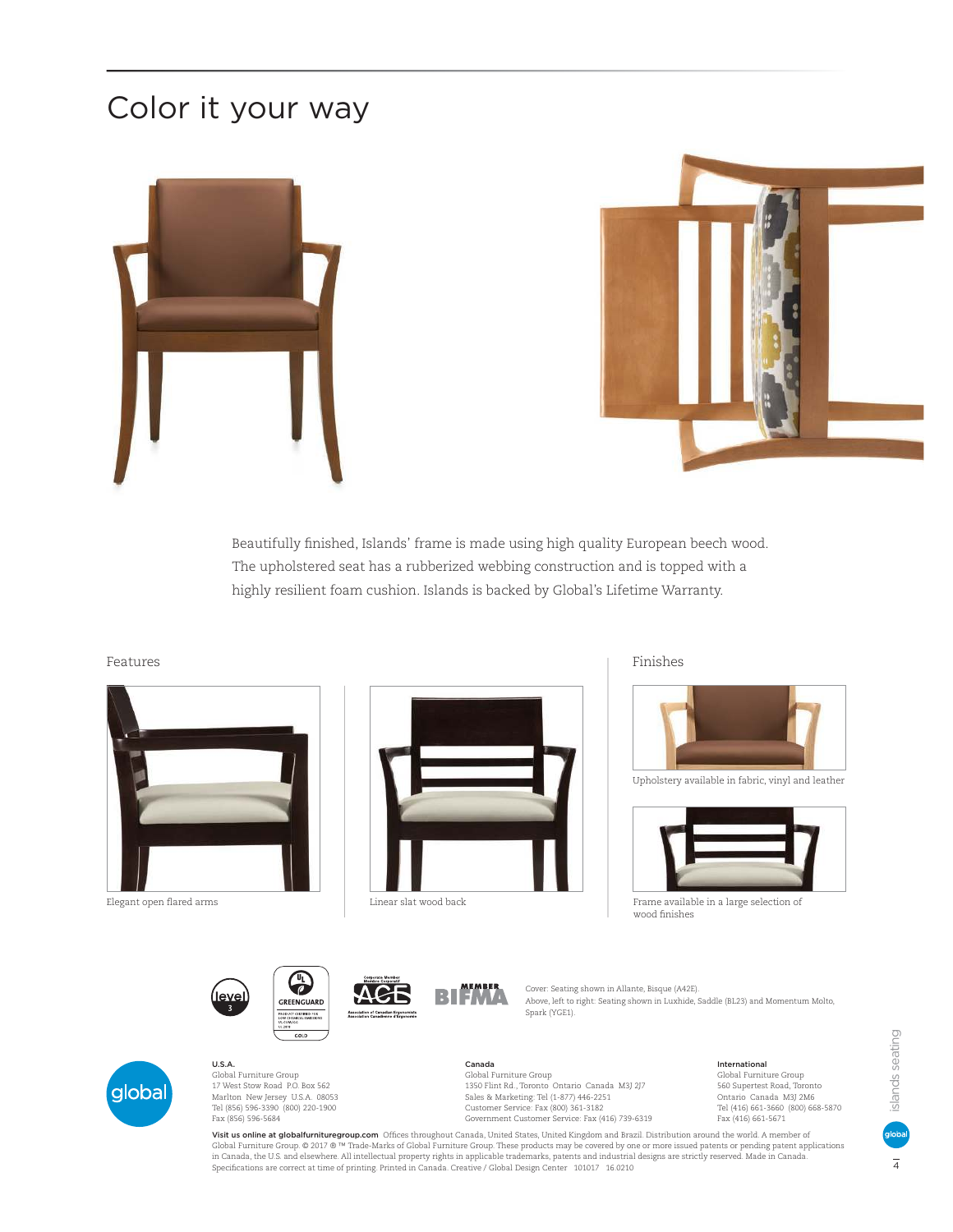# Color it your way

Beautifully finished, Islands' frame is made using high quality European beech wood. The upholstered seat has a rubberized webbing construction and is topped with a highly resilient foam cushion. Islands is backed by Global's Lifetime Warranty.

## Features

Elegant open flared arms

Linear slat wood back

## Finishes

Upholstery available in fabric, vinyl and leather

Frame available in a large selection of wood finishes

Cover: Seating shown in Allante, Bisque (A42E).
Above, left to right: Seating shown in Luxhide, Saddle (BL23) and Momentum Molto, Spark (YGE1).

**U.S.A.**
Global Furniture Group
17 West Stow Road P.O. Box 562
Marlton New Jersey U.S.A. 08053
Tel (856) 596-3390 (800) 220-1900
Fax (856) 596-5684

**Canada**
Global Furniture Group
1350 Flint Rd., Toronto Ontario Canada M3J 2J7
Sales & Marketing: Tel (1-877) 446-2251
Customer Service: Fax (800) 361-3182
Government Customer Service: Fax (416) 739-6319

**International**
Global Furniture Group
560 Supertest Road, Toronto
Ontario Canada M3J 2M6
Tel (416) 661-3660 (800) 668-5870
Fax (416) 661-5671

**Visit us online at globalfurnituregroup.com** Offices throughout Canada, United States, United Kingdom and Brazil. Distribution around the world. A member of Global Furniture Group. © 2017 ® ™ Trade-Marks of Global Furniture Group. These products may be covered by one or more issued patents or pending patent applications in Canada, the U.S. and elsewhere. All intellectual property rights in applicable trademarks, patents and industrial designs are strictly reserved. Made in Canada. Specifications are correct at time of printing. Printed in Canada. Creative / Global Design Center 101017 16.0210